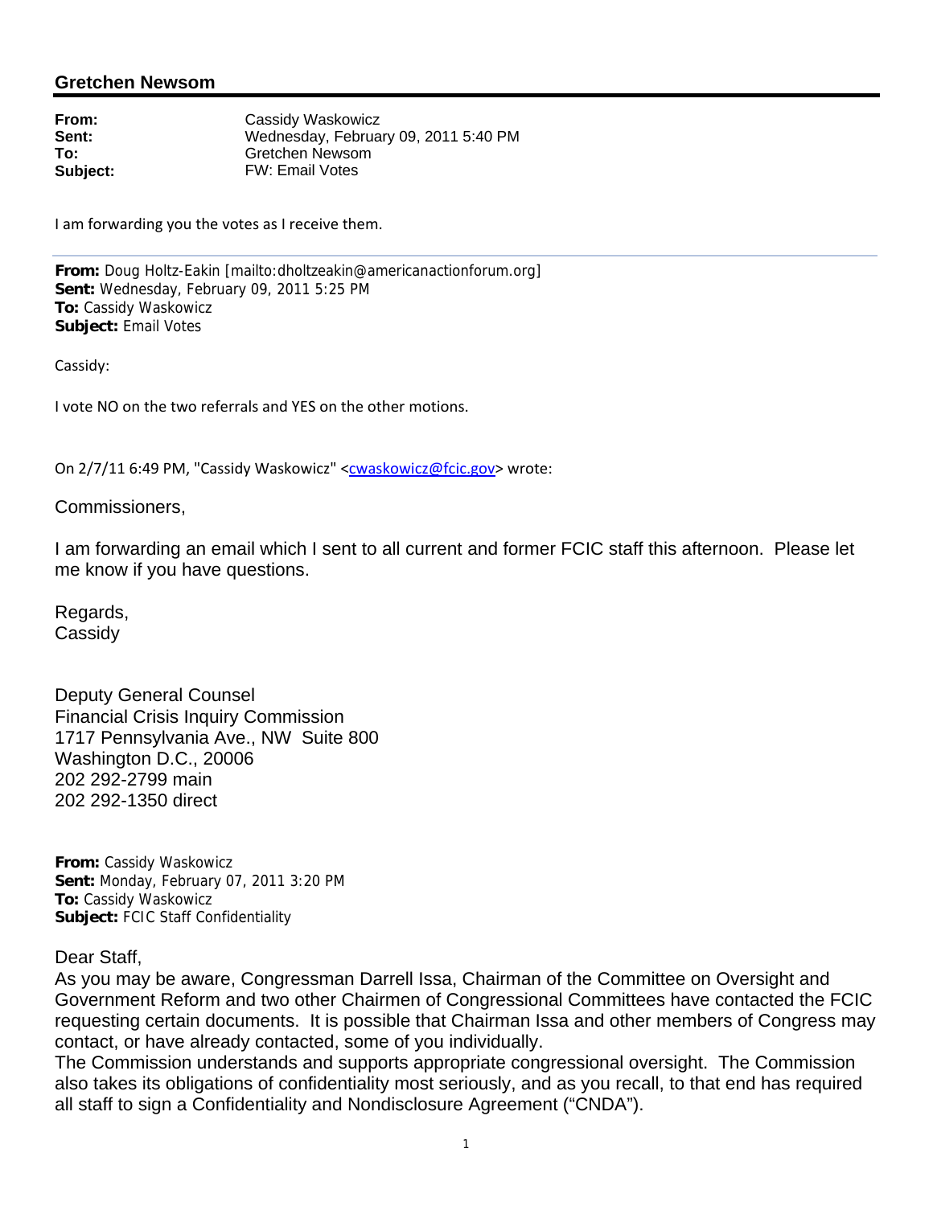## Gretchen Newsom

**From:** Cassidy Waskowicz
**Sent:** Wednesday, February 09, 2011 5:40 PM
**To:** Gretchen Newsom
**Subject:** FW: Email Votes

I am forwarding you the votes as I receive them.

---

**From:** Doug Holtz-Eakin [mailto:dholtzeakin@americanactionforum.org]
**Sent:** Wednesday, February 09, 2011 5:25 PM
**To:** Cassidy Waskowicz
**Subject:** Email Votes

Cassidy:

I vote NO on the two referrals and YES on the other motions.

On 2/7/11 6:49 PM, "Cassidy Waskowicz" <cwaskowicz@fcic.gov> wrote:

Commissioners,

I am forwarding an email which I sent to all current and former FCIC staff this afternoon. Please let me know if you have questions.

Regards,
Cassidy

Deputy General Counsel
Financial Crisis Inquiry Commission
1717 Pennsylvania Ave., NW Suite 800
Washington D.C., 20006
202 292-2799 main
202 292-1350 direct

**From:** Cassidy Waskowicz
**Sent:** Monday, February 07, 2011 3:20 PM
**To:** Cassidy Waskowicz
**Subject:** FCIC Staff Confidentiality

Dear Staff,

As you may be aware, Congressman Darrell Issa, Chairman of the Committee on Oversight and Government Reform and two other Chairmen of Congressional Committees have contacted the FCIC requesting certain documents. It is possible that Chairman Issa and other members of Congress may contact, or have already contacted, some of you individually.

The Commission understands and supports appropriate congressional oversight. The Commission also takes its obligations of confidentiality most seriously, and as you recall, to that end has required all staff to sign a Confidentiality and Nondisclosure Agreement ("CNDA").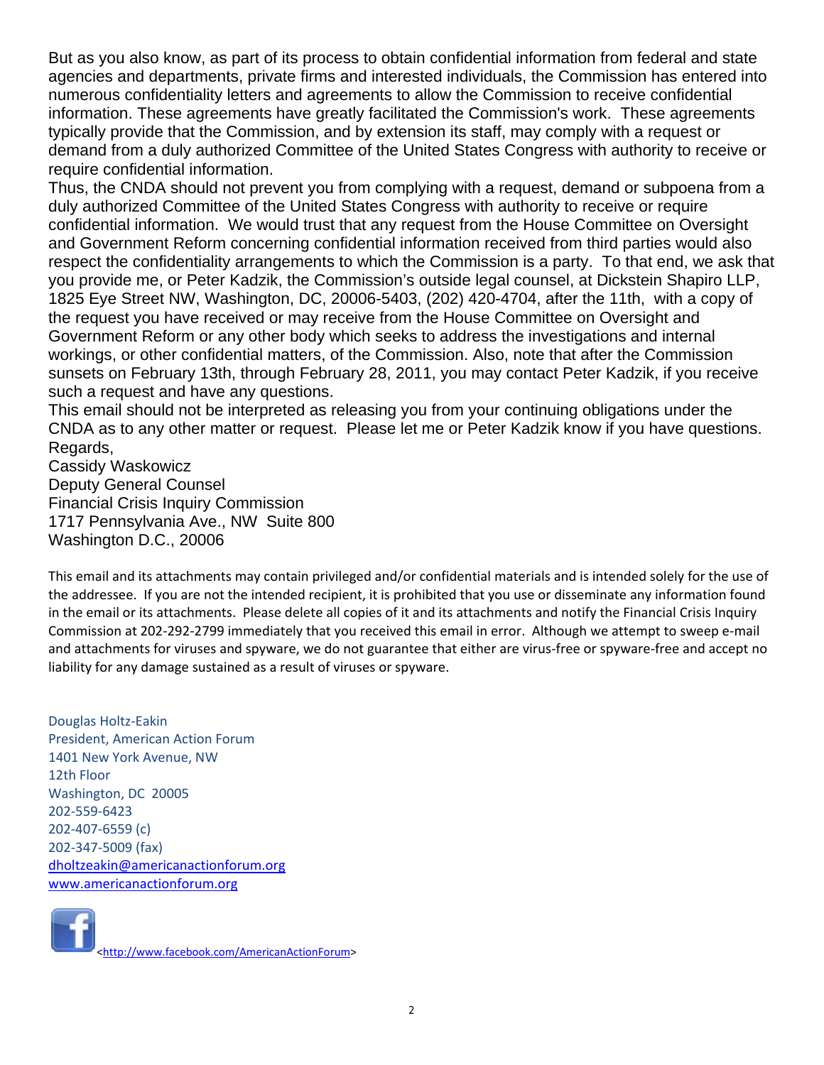But as you also know, as part of its process to obtain confidential information from federal and state agencies and departments, private firms and interested individuals, the Commission has entered into numerous confidentiality letters and agreements to allow the Commission to receive confidential information. These agreements have greatly facilitated the Commission's work. These agreements typically provide that the Commission, and by extension its staff, may comply with a request or demand from a duly authorized Committee of the United States Congress with authority to receive or require confidential information.

Thus, the CNDA should not prevent you from complying with a request, demand or subpoena from a duly authorized Committee of the United States Congress with authority to receive or require confidential information. We would trust that any request from the House Committee on Oversight and Government Reform concerning confidential information received from third parties would also respect the confidentiality arrangements to which the Commission is a party. To that end, we ask that you provide me, or Peter Kadzik, the Commission's outside legal counsel, at Dickstein Shapiro LLP, 1825 Eye Street NW, Washington, DC, 20006-5403, (202) 420-4704, after the 11th, with a copy of the request you have received or may receive from the House Committee on Oversight and Government Reform or any other body which seeks to address the investigations and internal workings, or other confidential matters, of the Commission. Also, note that after the Commission sunsets on February 13th, through February 28, 2011, you may contact Peter Kadzik, if you receive such a request and have any questions.

This email should not be interpreted as releasing you from your continuing obligations under the CNDA as to any other matter or request. Please let me or Peter Kadzik know if you have questions.

Regards,  
Cassidy Waskowicz  
Deputy General Counsel  
Financial Crisis Inquiry Commission  
1717 Pennsylvania Ave., NW Suite 800  
Washington D.C., 20006

This email and its attachments may contain privileged and/or confidential materials and is intended solely for the use of the addressee. If you are not the intended recipient, it is prohibited that you use or disseminate any information found in the email or its attachments. Please delete all copies of it and its attachments and notify the Financial Crisis Inquiry Commission at 202-292-2799 immediately that you received this email in error. Although we attempt to sweep e-mail and attachments for viruses and spyware, we do not guarantee that either are virus-free or spyware-free and accept no liability for any damage sustained as a result of viruses or spyware.

Douglas Holtz-Eakin  
President, American Action Forum  
1401 New York Avenue, NW  
12th Floor  
Washington, DC 20005  
202-559-6423  
202-407-6559 (c)  
202-347-5009 (fax)  
dholtzeakin@americanactionforum.org  
www.americanactionforum.org

<http://www.facebook.com/AmericanActionForum>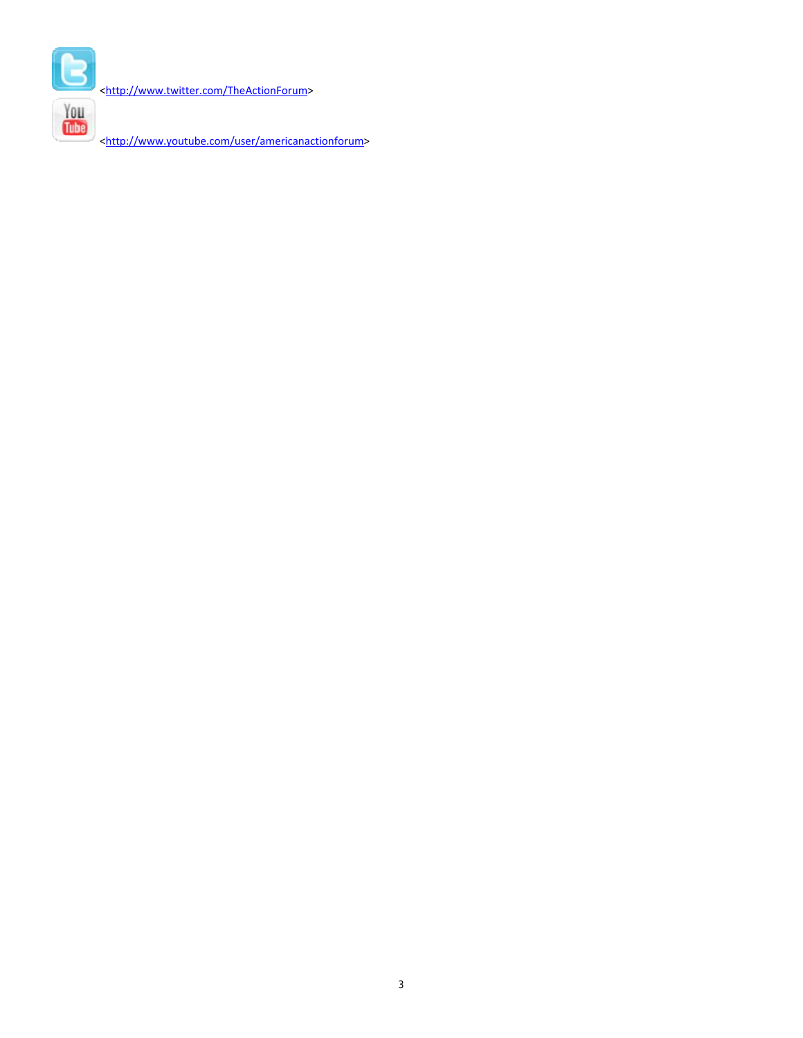<http://www.twitter.com/TheActionForum>

<http://www.youtube.com/user/americanactionforum>